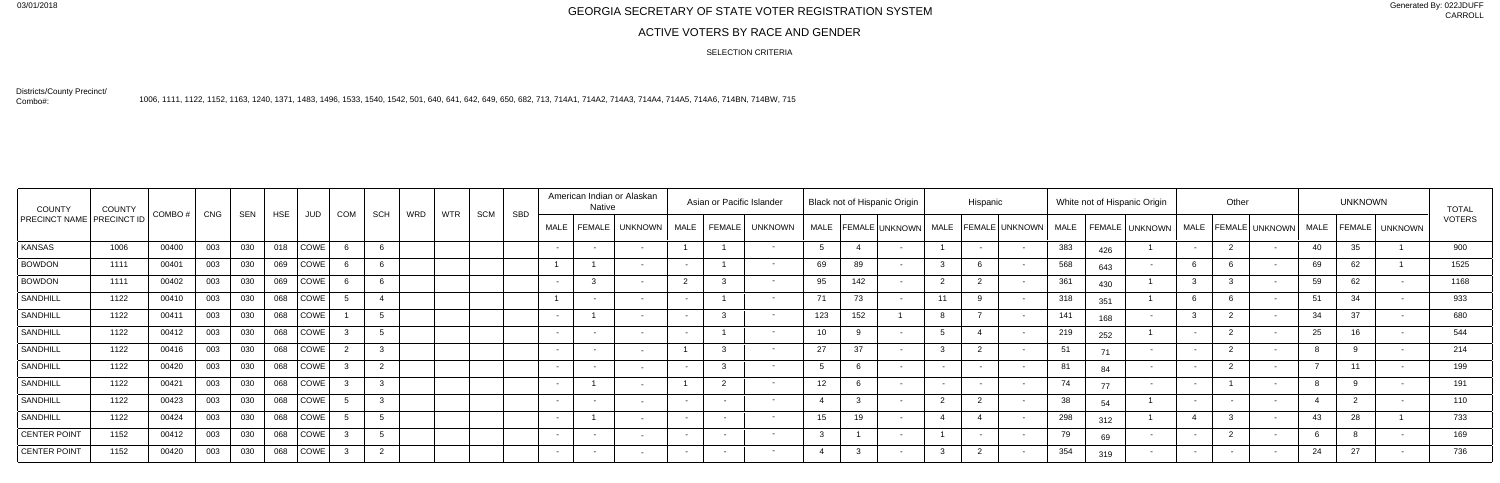# GEORGIA SECRETARY OF STATE VOTER REGISTRATION SYSTEM

## ACTIVE VOTERS BY RACE AND GENDER

SELECTION CRITERIA

Districts/County Precinct/ Combo#: 1006, 1111, 1122, 1152, 1163, 1240, 1371, 1483, 1496, 1533, 1540, 1542, 501, 640, 641, 642, 649, 650, 682, 713, 714A1, 714A2, 714A3, 714A4, 714A5, 714A6, 714BN, 714BW, 715

| COUNTY PRECINCT NAME | COUNTY PRECINCT ID | COMBO # | CNG | SEN | HSE | JUD | COM | SCH | WRD | WTR | SCM | SBD | American Indian or Alaskan Native | | | Asian or Pacific Islander | | | Black not of Hispanic Origin | | | Hispanic | | | White not of Hispanic Origin | | | Other | | | UNKNOWN | | | TOTAL VOTERS |
|---|---|---|---|---|---|---|---|---|---|---|---|---|---|---|---|---|---|---|---|---|---|---|---|---|---|---|---|---|---|---|---|---|---|---|---|
| | | | | | | | | | | | | | MALE | FEMALE | UNKNOWN | MALE | FEMALE | UNKNOWN | MALE | FEMALE | UNKNOWN | MALE | FEMALE | UNKNOWN | MALE | FEMALE | UNKNOWN | MALE | FEMALE | UNKNOWN | MALE | FEMALE | UNKNOWN | |
| KANSAS | 1006 | 00400 | 003 | 030 | 018 | COWE | 6 | 6 | | | | | - | - | - | 1 | 1 | - | 5 | 4 | - | 1 | - | - | 383 | 426 | 1 | - | 2 | - | 40 | 35 | 1 | 900 |
| BOWDON | 1111 | 00401 | 003 | 030 | 069 | COWE | 6 | 6 | | | | | 1 | 1 | - | - | 1 | - | 69 | 89 | - | 3 | 6 | - | 568 | 643 | - | 6 | 6 | - | 69 | 62 | 1 | 1525 |
| BOWDON | 1111 | 00402 | 003 | 030 | 069 | COWE | 6 | 6 | | | | | - | 3 | - | 2 | 3 | - | 95 | 142 | - | 2 | 2 | - | 361 | 430 | 1 | 3 | 3 | - | 59 | 62 | - | 1168 |
| SANDHILL | 1122 | 00410 | 003 | 030 | 068 | COWE | 5 | 4 | | | | | 1 | - | - | - | 1 | - | 71 | 73 | - | 11 | 9 | - | 318 | 351 | 1 | 6 | 6 | - | 51 | 34 | - | 933 |
| SANDHILL | 1122 | 00411 | 003 | 030 | 068 | COWE | 1 | 5 | | | | | - | 1 | - | - | 3 | - | 123 | 152 | 1 | 8 | 7 | - | 141 | 168 | - | 3 | 2 | - | 34 | 37 | - | 680 |
| SANDHILL | 1122 | 00412 | 003 | 030 | 068 | COWE | 3 | 5 | | | | | - | - | - | - | 1 | - | 10 | 9 | - | 5 | 4 | - | 219 | 252 | 1 | - | 2 | - | 25 | 16 | - | 544 |
| SANDHILL | 1122 | 00416 | 003 | 030 | 068 | COWE | 2 | 3 | | | | | - | - | - | 1 | 3 | - | 27 | 37 | - | 3 | 2 | - | 51 | 71 | - | - | 2 | - | 8 | 9 | - | 214 |
| SANDHILL | 1122 | 00420 | 003 | 030 | 068 | COWE | 3 | 2 | | | | | - | - | - | - | 3 | - | 5 | 6 | - | - | - | - | 81 | 84 | - | - | 2 | - | 7 | 11 | - | 199 |
| SANDHILL | 1122 | 00421 | 003 | 030 | 068 | COWE | 3 | 3 | | | | | - | 1 | - | 1 | 2 | - | 12 | 6 | - | - | - | - | 74 | 77 | - | - | 1 | - | 8 | 9 | - | 191 |
| SANDHILL | 1122 | 00423 | 003 | 030 | 068 | COWE | 5 | 3 | | | | | - | - | - | - | - | - | 4 | 3 | - | 2 | 2 | - | 38 | 54 | 1 | - | - | - | 4 | 2 | - | 110 |
| SANDHILL | 1122 | 00424 | 003 | 030 | 068 | COWE | 5 | 5 | | | | | - | 1 | - | - | - | - | 15 | 19 | - | 4 | 4 | - | 298 | 312 | 1 | 4 | 3 | - | 43 | 28 | 1 | 733 |
| CENTER POINT | 1152 | 00412 | 003 | 030 | 068 | COWE | 3 | 5 | | | | | - | - | - | - | - | - | 3 | 1 | - | 1 | - | - | 79 | 69 | - | - | 2 | - | 6 | 8 | - | 169 |
| CENTER POINT | 1152 | 00420 | 003 | 030 | 068 | COWE | 3 | 2 | | | | | - | - | - | - | - | - | 4 | 3 | - | 3 | 2 | - | 354 | 319 | - | - | - | - | 24 | 27 | - | 736 |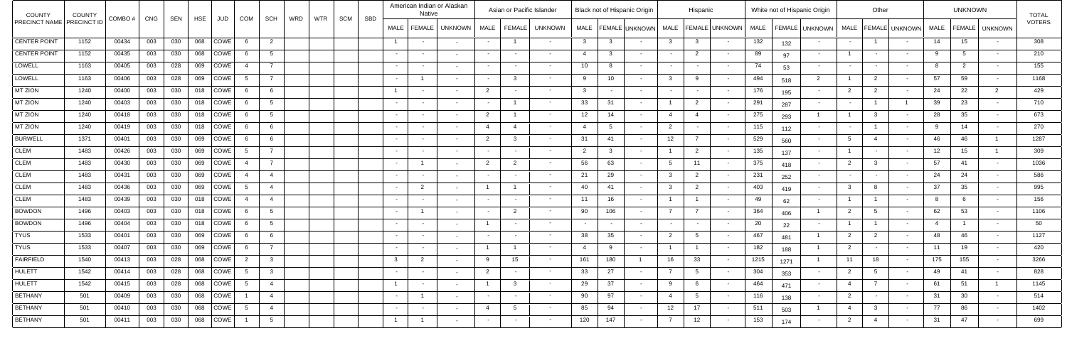| COUNTY PRECINCT NAME | COUNTY PRECINCT ID | COMBO # | CNG | SEN | HSE | JUD | COM | SCH | WRD | WTR | SCM | SBD | American Indian or Alaskan Native | | | Asian or Pacific Islander | | | Black not of Hispanic Origin | | | Hispanic | | | White not of Hispanic Origin | | | Other | | | UNKNOWN | | | TOTAL VOTERS |
|---|---|---|---|---|---|---|---|---|---|---|---|---|---|---|---|---|---|---|---|---|---|---|---|---|---|---|---|---|---|---|---|---|---|---|---|
| | | | | | | | | | | | | | MALE | FEMALE | UNKNOWN | MALE | FEMALE | UNKNOWN | MALE | FEMALE | UNKNOWN | MALE | FEMALE | UNKNOWN | MALE | FEMALE | UNKNOWN | MALE | FEMALE | UNKNOWN | MALE | FEMALE | UNKNOWN | |
| CENTER POINT | 1152 | 00434 | 003 | 030 | 068 | COWE | 6 | 2 | | | | | 1 | - | - | - | 1 | - | 3 | 3 | - | 3 | 3 | - | 132 | 132 | - | - | 1 | - | 14 | 15 | - | 308 |
| CENTER POINT | 1152 | 00435 | 003 | 030 | 068 | COWE | 6 | 5 | | | | | - | - | - | - | - | - | 4 | 3 | - | - | 2 | - | 89 | 97 | - | 1 | - | - | 9 | 5 | - | 210 |
| LOWELL | 1163 | 00405 | 003 | 028 | 069 | COWE | 4 | 7 | | | | | - | - | - | - | - | - | 10 | 8 | - | - | - | - | 74 | 53 | - | - | - | - | 8 | 2 | - | 155 |
| LOWELL | 1163 | 00406 | 003 | 028 | 069 | COWE | 5 | 7 | | | | | - | 1 | - | - | 3 | - | 9 | 10 | - | 3 | 9 | - | 494 | 518 | 2 | 1 | 2 | - | 57 | 59 | - | 1168 |
| MT ZION | 1240 | 00400 | 003 | 030 | 018 | COWE | 6 | 6 | | | | | 1 | - | - | 2 | - | - | 3 | - | - | - | - | - | 176 | 195 | - | 2 | 2 | - | 24 | 22 | 2 | 429 |
| MT ZION | 1240 | 00403 | 003 | 030 | 018 | COWE | 6 | 5 | | | | | - | - | - | - | 1 | - | 33 | 31 | - | 1 | 2 | - | 291 | 287 | - | - | 1 | 1 | 39 | 23 | - | 710 |
| MT ZION | 1240 | 00418 | 003 | 030 | 018 | COWE | 6 | 5 | | | | | - | - | - | 2 | 1 | - | 12 | 14 | - | 4 | 4 | - | 275 | 293 | 1 | 1 | 3 | - | 28 | 35 | - | 673 |
| MT ZION | 1240 | 00419 | 003 | 030 | 018 | COWE | 6 | 6 | | | | | - | - | - | 4 | 4 | - | 4 | 5 | - | 2 | - | - | 115 | 112 | - | - | 1 | - | 9 | 14 | - | 270 |
| BURWELL | 1371 | 00401 | 003 | 030 | 069 | COWE | 6 | 6 | | | | | - | - | - | 2 | 3 | - | 31 | 41 | - | 12 | 7 | - | 529 | 560 | - | 5 | 4 | - | 46 | 46 | 1 | 1287 |
| CLEM | 1483 | 00426 | 003 | 030 | 069 | COWE | 5 | 7 | | | | | - | - | - | - | - | - | 2 | 3 | - | 1 | 2 | - | 135 | 137 | - | 1 | - | - | 12 | 15 | 1 | 309 |
| CLEM | 1483 | 00430 | 003 | 030 | 069 | COWE | 4 | 7 | | | | | - | 1 | - | 2 | 2 | - | 56 | 63 | - | 5 | 11 | - | 375 | 418 | - | 2 | 3 | - | 57 | 41 | - | 1036 |
| CLEM | 1483 | 00431 | 003 | 030 | 069 | COWE | 4 | 4 | | | | | - | - | - | - | - | - | 21 | 29 | - | 3 | 2 | - | 231 | 252 | - | - | - | - | 24 | 24 | - | 586 |
| CLEM | 1483 | 00436 | 003 | 030 | 069 | COWE | 5 | 4 | | | | | - | 2 | - | 1 | 1 | - | 40 | 41 | - | 3 | 2 | - | 403 | 419 | - | 3 | 8 | - | 37 | 35 | - | 995 |
| CLEM | 1483 | 00439 | 003 | 030 | 018 | COWE | 4 | 4 | | | | | - | - | - | - | - | - | 11 | 16 | - | 1 | 1 | - | 49 | 62 | - | 1 | 1 | - | 8 | 6 | - | 156 |
| BOWDON | 1496 | 00403 | 003 | 030 | 018 | COWE | 6 | 5 | | | | | - | 1 | - | - | 2 | - | 90 | 106 | - | 7 | 7 | - | 364 | 406 | 1 | 2 | 5 | - | 62 | 53 | - | 1106 |
| BOWDON | 1496 | 00404 | 003 | 030 | 018 | COWE | 6 | 5 | | | | | - | - | - | 1 | - | - | - | - | - | - | - | - | 20 | 22 | - | 1 | 1 | - | 4 | 1 | - | 50 |
| TYUS | 1533 | 00401 | 003 | 030 | 069 | COWE | 6 | 6 | | | | | - | - | - | - | - | - | 38 | 35 | - | 2 | 5 | - | 467 | 481 | 1 | 2 | 2 | - | 48 | 46 | - | 1127 |
| TYUS | 1533 | 00407 | 003 | 030 | 069 | COWE | 6 | 7 | | | | | - | - | - | 1 | 1 | - | 4 | 9 | - | 1 | 1 | - | 182 | 188 | 1 | 2 | - | - | 11 | 19 | - | 420 |
| FAIRFIELD | 1540 | 00413 | 003 | 028 | 068 | COWE | 2 | 3 | | | | | 3 | 2 | - | 9 | 15 | - | 161 | 180 | 1 | 16 | 33 | - | 1215 | 1271 | 1 | 11 | 18 | - | 175 | 155 | - | 3266 |
| HULETT | 1542 | 00414 | 003 | 028 | 068 | COWE | 5 | 3 | | | | | - | - | - | 2 | - | - | 33 | 27 | - | 7 | 5 | - | 304 | 353 | - | 2 | 5 | - | 49 | 41 | - | 828 |
| HULETT | 1542 | 00415 | 003 | 028 | 068 | COWE | 5 | 4 | | | | | 1 | - | - | 1 | 3 | - | 29 | 37 | - | 9 | 6 | - | 464 | 471 | - | 4 | 7 | - | 61 | 51 | 1 | 1145 |
| BETHANY | 501 | 00409 | 003 | 030 | 068 | COWE | 1 | 4 | | | | | - | 1 | - | - | - | - | 90 | 97 | - | 4 | 5 | - | 116 | 138 | - | 2 | - | - | 31 | 30 | - | 514 |
| BETHANY | 501 | 00410 | 003 | 030 | 068 | COWE | 5 | 4 | | | | | - | - | - | 4 | 5 | - | 85 | 94 | - | 12 | 17 | - | 511 | 503 | 1 | 4 | 3 | - | 77 | 86 | - | 1402 |
| BETHANY | 501 | 00411 | 003 | 030 | 068 | COWE | 1 | 5 | | | | | 1 | 1 | - | - | - | - | 120 | 147 | - | 7 | 12 | - | 153 | 174 | - | 2 | 4 | - | 31 | 47 | - | 699 |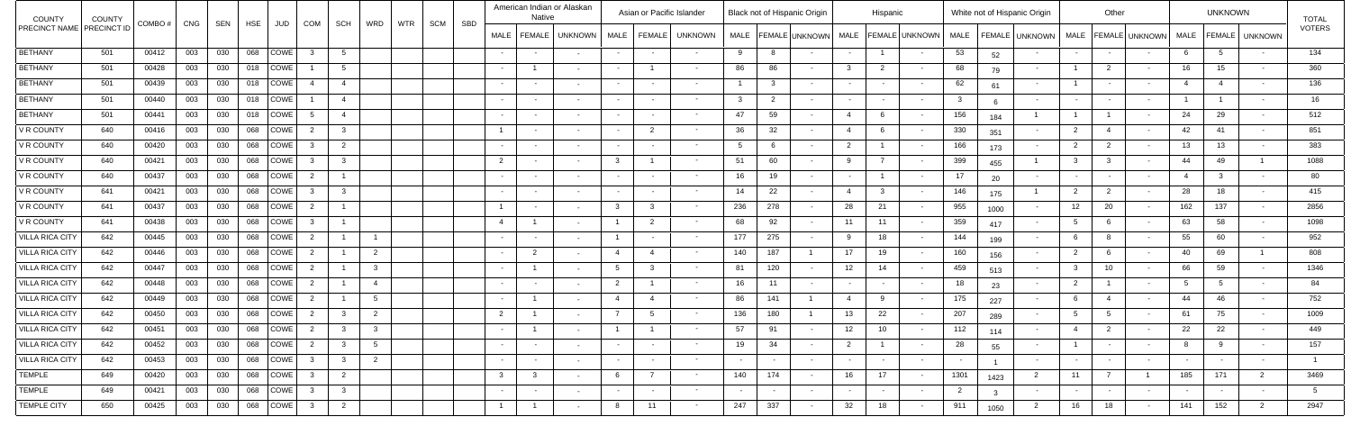| COUNTY PRECINCT NAME | COUNTY PRECINCT ID | COMBO # | CNG | SEN | HSE | JUD | COM | SCH | WRD | WTR | SCM | SBD | American Indian or Alaskan Native | | | Asian or Pacific Islander | | | Black not of Hispanic Origin | | | Hispanic | | | White not of Hispanic Origin | | | Other | | | UNKNOWN | | | TOTAL VOTERS |
|---|---|---|---|---|---|---|---|---|---|---|---|---|---|---|---|---|---|---|---|---|---|---|---|---|---|---|---|---|---|---|---|---|---|---|---|
| | | | | | | | | | | | | | MALE | FEMALE | UNKNOWN | MALE | FEMALE | UNKNOWN | MALE | FEMALE | UNKNOWN | MALE | FEMALE | UNKNOWN | MALE | FEMALE | UNKNOWN | MALE | FEMALE | UNKNOWN | MALE | FEMALE | UNKNOWN | |
| BETHANY | 501 | 00412 | 003 | 030 | 068 | COWE | 3 | 5 | | | | | - | - | - | - | - | - | 9 | 8 | - | - | 1 | - | 53 | 52 | - | - | - | - | 6 | 5 | - | 134 |
| BETHANY | 501 | 00428 | 003 | 030 | 018 | COWE | 1 | 5 | | | | | - | 1 | - | - | 1 | - | 86 | 86 | - | 3 | 2 | - | 68 | 79 | - | 1 | 2 | - | 16 | 15 | - | 360 |
| BETHANY | 501 | 00439 | 003 | 030 | 018 | COWE | 4 | 4 | | | | | - | - | - | - | - | - | 1 | 3 | - | - | - | - | 62 | 61 | - | 1 | - | - | 4 | 4 | - | 136 |
| BETHANY | 501 | 00440 | 003 | 030 | 018 | COWE | 1 | 4 | | | | | - | - | - | - | - | - | 3 | 2 | - | - | - | - | 3 | 6 | - | - | - | - | 1 | 1 | - | 16 |
| BETHANY | 501 | 00441 | 003 | 030 | 018 | COWE | 5 | 4 | | | | | - | - | - | - | - | - | 47 | 59 | - | 4 | 6 | - | 156 | 184 | 1 | 1 | 1 | - | 24 | 29 | - | 512 |
| V R COUNTY | 640 | 00416 | 003 | 030 | 068 | COWE | 2 | 3 | | | | | 1 | - | - | - | 2 | - | 36 | 32 | - | 4 | 6 | - | 330 | 351 | - | 2 | 4 | - | 42 | 41 | - | 851 |
| V R COUNTY | 640 | 00420 | 003 | 030 | 068 | COWE | 3 | 2 | | | | | - | - | - | - | - | - | 5 | 6 | - | 2 | 1 | - | 166 | 173 | - | 2 | 2 | - | 13 | 13 | - | 383 |
| V R COUNTY | 640 | 00421 | 003 | 030 | 068 | COWE | 3 | 3 | | | | | 2 | - | - | 3 | 1 | - | 51 | 60 | - | 9 | 7 | - | 399 | 455 | 1 | 3 | 3 | - | 44 | 49 | 1 | 1088 |
| V R COUNTY | 640 | 00437 | 003 | 030 | 068 | COWE | 2 | 1 | | | | | - | - | - | - | - | - | 16 | 19 | - | - | 1 | - | 17 | 20 | - | - | - | - | 4 | 3 | - | 80 |
| V R COUNTY | 641 | 00421 | 003 | 030 | 068 | COWE | 3 | 3 | | | | | - | - | - | - | - | - | 14 | 22 | - | 4 | 3 | - | 146 | 175 | 1 | 2 | 2 | - | 28 | 18 | - | 415 |
| V R COUNTY | 641 | 00437 | 003 | 030 | 068 | COWE | 2 | 1 | | | | | 1 | - | - | 3 | 3 | - | 236 | 278 | - | 28 | 21 | - | 955 | 1000 | - | 12 | 20 | - | 162 | 137 | - | 2856 |
| V R COUNTY | 641 | 00438 | 003 | 030 | 068 | COWE | 3 | 1 | | | | | 4 | 1 | - | 1 | 2 | - | 68 | 92 | - | 11 | 11 | - | 359 | 417 | - | 5 | 6 | - | 63 | 58 | - | 1098 |
| VILLA RICA CITY | 642 | 00445 | 003 | 030 | 068 | COWE | 2 | 1 | 1 | | | | - | - | - | 1 | - | - | 177 | 275 | - | 9 | 18 | - | 144 | 199 | - | 6 | 8 | - | 55 | 60 | - | 952 |
| VILLA RICA CITY | 642 | 00446 | 003 | 030 | 068 | COWE | 2 | 1 | 2 | | | | - | 2 | - | 4 | 4 | - | 140 | 187 | 1 | 17 | 19 | - | 160 | 156 | - | 2 | 6 | - | 40 | 69 | 1 | 808 |
| VILLA RICA CITY | 642 | 00447 | 003 | 030 | 068 | COWE | 2 | 1 | 3 | | | | - | 1 | - | 5 | 3 | - | 81 | 120 | - | 12 | 14 | - | 459 | 513 | - | 3 | 10 | - | 66 | 59 | - | 1346 |
| VILLA RICA CITY | 642 | 00448 | 003 | 030 | 068 | COWE | 2 | 1 | 4 | | | | - | - | - | 2 | 1 | - | 16 | 11 | - | - | - | - | 18 | 23 | - | 2 | 1 | - | 5 | 5 | - | 84 |
| VILLA RICA CITY | 642 | 00449 | 003 | 030 | 068 | COWE | 2 | 1 | 5 | | | | - | 1 | - | 4 | 4 | - | 86 | 141 | 1 | 4 | 9 | - | 175 | 227 | - | 6 | 4 | - | 44 | 46 | - | 752 |
| VILLA RICA CITY | 642 | 00450 | 003 | 030 | 068 | COWE | 2 | 3 | 2 | | | | 2 | 1 | - | 7 | 5 | - | 136 | 180 | 1 | 13 | 22 | - | 207 | 289 | - | 5 | 5 | - | 61 | 75 | - | 1009 |
| VILLA RICA CITY | 642 | 00451 | 003 | 030 | 068 | COWE | 2 | 3 | 3 | | | | - | 1 | - | 1 | 1 | - | 57 | 91 | - | 12 | 10 | - | 112 | 114 | - | 4 | 2 | - | 22 | 22 | - | 449 |
| VILLA RICA CITY | 642 | 00452 | 003 | 030 | 068 | COWE | 2 | 3 | 5 | | | | - | - | - | - | - | - | 19 | 34 | - | 2 | 1 | - | 28 | 55 | - | 1 | - | - | 8 | 9 | - | 157 |
| VILLA RICA CITY | 642 | 00453 | 003 | 030 | 068 | COWE | 3 | 3 | 2 | | | | - | - | - | - | - | - | - | - | - | - | - | - | - | 1 | - | - | - | - | - | - | - | 1 |
| TEMPLE | 649 | 00420 | 003 | 030 | 068 | COWE | 3 | 2 | | | | | 3 | 3 | - | 6 | 7 | - | 140 | 174 | - | 16 | 17 | - | 1301 | 1423 | 2 | 11 | 7 | 1 | 185 | 171 | 2 | 3469 |
| TEMPLE | 649 | 00421 | 003 | 030 | 068 | COWE | 3 | 3 | | | | | - | - | - | - | - | - | - | - | - | - | - | - | 2 | 3 | - | - | - | - | - | - | - | 5 |
| TEMPLE CITY | 650 | 00425 | 003 | 030 | 068 | COWE | 3 | 2 | | | | | 1 | 1 | - | 8 | 11 | - | 247 | 337 | - | 32 | 18 | - | 911 | 1050 | 2 | 16 | 18 | - | 141 | 152 | 2 | 2947 |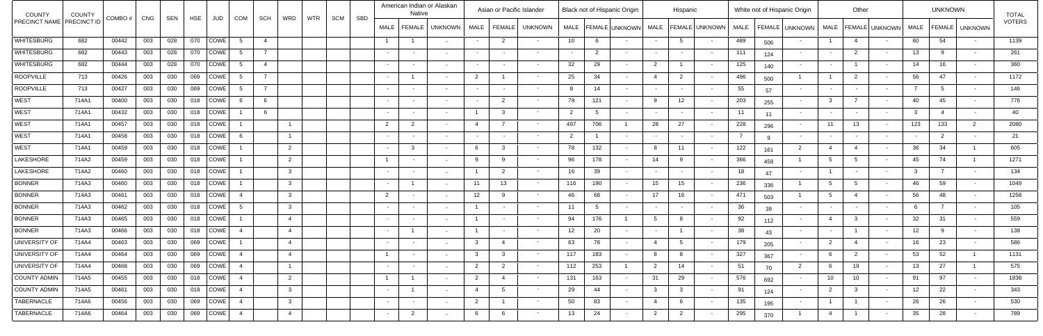| COUNTY PRECINCT NAME | COUNTY PRECINCT ID | COMBO # | CNG | SEN | HSE | JUD | COM | SCH | WRD | WTR | SCM | SBD | American Indian or Alaskan Native | | | Asian or Pacific Islander | | | Black not of Hispanic Origin | | | Hispanic | | | White not of Hispanic Origin | | | Other | | | UNKNOWN | | | TOTAL VOTERS |
|---|---|---|---|---|---|---|---|---|---|---|---|---|---|---|---|---|---|---|---|---|---|---|---|---|---|---|---|---|---|---|---|---|---|---|---|
| | | | | | | | | | | | | | MALE | FEMALE | UNKNOWN | MALE | FEMALE | UNKNOWN | MALE | FEMALE | UNKNOWN | MALE | FEMALE | UNKNOWN | MALE | FEMALE | UNKNOWN | MALE | FEMALE | UNKNOWN | MALE | FEMALE | UNKNOWN | |
| WHITESBURG | 682 | 00442 | 003 | 028 | 070 | COWE | 5 | 4 | | | | | 1 | 1 | - | - | 2 | - | 10 | 6 | - | - | 5 | - | 489 | 506 | - | 1 | 4 | - | 60 | 54 | - | 1139 |
| WHITESBURG | 682 | 00443 | 003 | 028 | 070 | COWE | 5 | 7 | | | | | - | - | - | - | - | - | - | 2 | - | - | - | - | 111 | 124 | - | - | 2 | - | 13 | 9 | - | 261 |
| WHITESBURG | 682 | 00444 | 003 | 028 | 070 | COWE | 5 | 4 | | | | | - | - | - | - | - | - | 32 | 29 | - | 2 | 1 | - | 125 | 140 | - | - | 1 | - | 14 | 16 | - | 360 |
| ROOPVILLE | 713 | 00426 | 003 | 030 | 069 | COWE | 5 | 7 | | | | | - | 1 | - | 2 | 1 | - | 25 | 34 | - | 4 | 2 | - | 496 | 500 | 1 | 1 | 2 | - | 56 | 47 | - | 1172 |
| ROOPVILLE | 713 | 00427 | 003 | 030 | 069 | COWE | 5 | 7 | | | | | - | - | - | - | - | - | 8 | 14 | - | - | - | - | 55 | 57 | - | - | - | - | 7 | 5 | - | 146 |
| WEST | 714A1 | 00400 | 003 | 030 | 018 | COWE | 6 | 6 | | | | | - | - | - | - | 2 | - | 79 | 121 | - | 9 | 12 | - | 203 | 255 | - | 3 | 7 | - | 40 | 45 | - | 776 |
| WEST | 714A1 | 00432 | 003 | 030 | 018 | COWE | 1 | 6 | | | | | - | - | - | 1 | 3 | - | 2 | 5 | - | - | - | - | 11 | 11 | - | - | - | - | 3 | 4 | - | 40 |
| WEST | 714A1 | 00457 | 003 | 030 | 018 | COWE | 1 | | 1 | | | | 2 | 2 | - | 4 | 7 | - | 497 | 706 | 1 | 28 | 27 | - | 228 | 296 | - | 11 | 13 | - | 123 | 133 | 2 | 2080 |
| WEST | 714A1 | 00458 | 003 | 030 | 018 | COWE | 6 | | 1 | | | | - | - | - | - | - | - | 2 | 1 | - | - | - | - | 7 | 9 | - | - | - | - | - | 2 | - | 21 |
| WEST | 714A1 | 00459 | 003 | 030 | 018 | COWE | 1 | | 2 | | | | - | 3 | - | 6 | 3 | - | 78 | 132 | - | 8 | 11 | - | 122 | 161 | 2 | 4 | 4 | - | 36 | 34 | 1 | 605 |
| LAKESHORE | 714A2 | 00459 | 003 | 030 | 018 | COWE | 1 | | 2 | | | | 1 | - | - | 9 | 9 | - | 96 | 178 | - | 14 | 9 | - | 366 | 458 | 1 | 5 | 5 | - | 45 | 74 | 1 | 1271 |
| LAKESHORE | 714A2 | 00460 | 003 | 030 | 018 | COWE | 1 | | 3 | | | | - | - | - | 1 | 2 | - | 16 | 39 | - | - | - | - | 18 | 47 | - | 1 | - | - | 3 | 7 | - | 134 |
| BONNER | 714A3 | 00460 | 003 | 030 | 018 | COWE | 1 | | 3 | | | | - | 1 | - | 11 | 13 | - | 116 | 190 | - | 15 | 15 | - | 236 | 336 | 1 | 5 | 5 | - | 46 | 59 | - | 1049 |
| BONNER | 714A3 | 00461 | 003 | 030 | 018 | COWE | 4 | | 3 | | | | 2 | - | - | 12 | 9 | - | 46 | 68 | - | 17 | 16 | - | 471 | 503 | 1 | 5 | 4 | - | 56 | 48 | - | 1258 |
| BONNER | 714A3 | 00462 | 003 | 030 | 018 | COWE | 5 | | 3 | | | | - | - | - | 1 | - | - | 11 | 5 | - | - | - | - | 36 | 39 | - | - | - | - | 6 | 7 | - | 105 |
| BONNER | 714A3 | 00465 | 003 | 030 | 018 | COWE | 1 | | 4 | | | | - | - | - | 1 | - | - | 94 | 176 | 1 | 5 | 8 | - | 92 | 112 | - | 4 | 3 | - | 32 | 31 | - | 559 |
| BONNER | 714A3 | 00466 | 003 | 030 | 018 | COWE | 4 | | 4 | | | | - | 1 | - | 1 | - | - | 12 | 20 | - | - | 1 | - | 38 | 43 | - | - | 1 | - | 12 | 9 | - | 138 |
| UNIVERSITY OF | 714A4 | 00463 | 003 | 030 | 069 | COWE | 1 | | 4 | | | | - | - | - | 3 | 4 | - | 63 | 78 | - | 4 | 5 | - | 179 | 205 | - | 2 | 4 | - | 16 | 23 | - | 586 |
| UNIVERSITY OF | 714A4 | 00464 | 003 | 030 | 069 | COWE | 4 | | 4 | | | | 1 | - | - | 3 | 3 | - | 117 | 183 | - | 8 | 8 | - | 327 | 367 | - | 6 | 2 | - | 53 | 52 | 1 | 1131 |
| UNIVERSITY OF | 714A4 | 00468 | 003 | 030 | 069 | COWE | 4 | | 1 | | | | - | - | - | 2 | 2 | - | 112 | 253 | 1 | 2 | 14 | - | 51 | 70 | 2 | 6 | 19 | - | 13 | 27 | 1 | 575 |
| COUNTY ADMIN | 714A5 | 00455 | 003 | 030 | 018 | COWE | 4 | | 2 | | | | 1 | 1 | - | 2 | 4 | - | 131 | 163 | - | 31 | 29 | - | 576 | 692 | - | 10 | 10 | - | 91 | 97 | - | 1838 |
| COUNTY ADMIN | 714A5 | 00461 | 003 | 030 | 018 | COWE | 4 | | 3 | | | | - | 1 | - | 4 | 5 | - | 29 | 44 | - | 3 | 3 | - | 91 | 124 | - | 2 | 3 | - | 12 | 22 | - | 343 |
| TABERNACLE | 714A6 | 00456 | 003 | 030 | 069 | COWE | 4 | | 3 | | | | - | - | - | 2 | 1 | - | 50 | 83 | - | 4 | 6 | - | 135 | 195 | - | 1 | 1 | - | 26 | 26 | - | 530 |
| TABERNACLE | 714A6 | 00464 | 003 | 030 | 069 | COWE | 4 | | 4 | | | | - | 2 | - | 6 | 6 | - | 13 | 24 | - | 2 | 2 | - | 295 | 370 | 1 | 4 | 1 | - | 35 | 28 | - | 789 |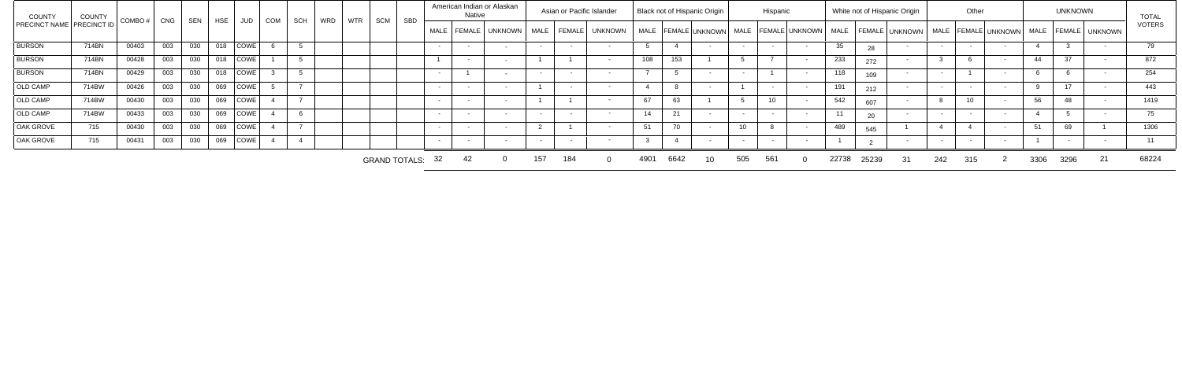| COUNTY PRECINCT NAME | COUNTY PRECINCT ID | COMBO # | CNG | SEN | HSE | JUD | COM | SCH | WRD | WTR | SCM | SBD | American Indian or Alaskan Native | | | Asian or Pacific Islander | | | Black not of Hispanic Origin | | | Hispanic | | | White not of Hispanic Origin | | | Other | | | UNKNOWN | | | TOTAL VOTERS |
|---|---|---|---|---|---|---|---|---|---|---|---|---|---|---|---|---|---|---|---|---|---|---|---|---|---|---|---|---|---|---|---|---|---|---|
| | | | | | | | | | | | | | MALE | FEMALE | UNKNOWN | MALE | FEMALE | UNKNOWN | MALE | FEMALE | UNKNOWN | MALE | FEMALE | UNKNOWN | MALE | FEMALE | UNKNOWN | MALE | FEMALE | UNKNOWN | MALE | FEMALE | UNKNOWN | |
| BURSON | 714BN | 00403 | 003 | 030 | 018 | COWE | 6 | 5 | | | | | - | - | - | - | - | - | 5 | 4 | - | - | - | - | 35 | 28 | - | - | - | - | 4 | 3 | - | 79 |
| BURSON | 714BN | 00428 | 003 | 030 | 018 | COWE | 1 | 5 | | | | | 1 | - | - | 1 | 1 | - | 108 | 153 | 1 | 5 | 7 | - | 233 | 272 | - | 3 | 6 | - | 44 | 37 | - | 872 |
| BURSON | 714BN | 00429 | 003 | 030 | 018 | COWE | 3 | 5 | | | | | - | 1 | - | - | - | - | 7 | 5 | - | - | 1 | - | 118 | 109 | - | - | 1 | - | 6 | 6 | - | 254 |
| OLD CAMP | 714BW | 00426 | 003 | 030 | 069 | COWE | 5 | 7 | | | | | - | - | - | 1 | - | - | 4 | 8 | - | 1 | - | - | 191 | 212 | - | - | - | - | 9 | 17 | - | 443 |
| OLD CAMP | 714BW | 00430 | 003 | 030 | 069 | COWE | 4 | 7 | | | | | - | - | - | 1 | 1 | - | 67 | 63 | 1 | 5 | 10 | - | 542 | 607 | - | 8 | 10 | - | 56 | 48 | - | 1419 |
| OLD CAMP | 714BW | 00433 | 003 | 030 | 069 | COWE | 4 | 6 | | | | | - | - | - | - | - | - | 14 | 21 | - | - | - | - | 11 | 20 | - | - | - | - | 4 | 5 | - | 75 |
| OAK GROVE | 715 | 00430 | 003 | 030 | 069 | COWE | 4 | 7 | | | | | - | - | - | 2 | 1 | - | 51 | 70 | - | 10 | 8 | - | 489 | 545 | 1 | 4 | 4 | - | 51 | 69 | 1 | 1306 |
| OAK GROVE | 715 | 00431 | 003 | 030 | 069 | COWE | 4 | 4 | | | | | - | - | - | - | - | - | 3 | 4 | - | - | - | - | 1 | 2 | - | - | - | - | 1 | - | - | 11 |
| | | | | | | | | | | | | GRAND TOTALS: | 32 | 42 | 0 | 157 | 184 | 0 | 4901 | 6642 | 10 | 505 | 561 | 0 | 22738 | 25239 | 31 | 242 | 315 | 2 | 3306 | 3296 | 21 | 68224 |